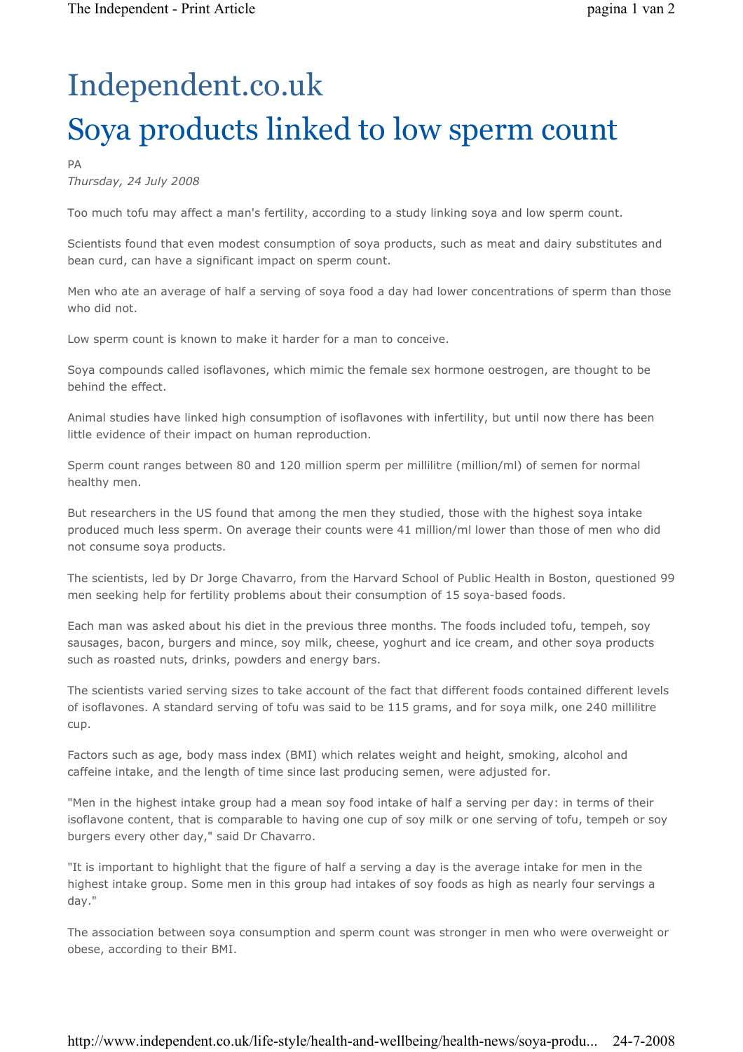# Independent.co.uk

# Soya products linked to low sperm count

PA

*Thursday, 24 July 2008*

Too much tofu may affect a man's fertility, according to a study linking soya and low sperm count.

Scientists found that even modest consumption of soya products, such as meat and dairy substitutes and bean curd, can have a significant impact on sperm count.

Men who ate an average of half a serving of soya food a day had lower concentrations of sperm than those who did not.

Low sperm count is known to make it harder for a man to conceive.

Soya compounds called isoflavones, which mimic the female sex hormone oestrogen, are thought to be behind the effect.

Animal studies have linked high consumption of isoflavones with infertility, but until now there has been little evidence of their impact on human reproduction.

Sperm count ranges between 80 and 120 million sperm per millilitre (million/ml) of semen for normal healthy men.

But researchers in the US found that among the men they studied, those with the highest soya intake produced much less sperm. On average their counts were 41 million/ml lower than those of men who did not consume soya products.

The scientists, led by Dr Jorge Chavarro, from the Harvard School of Public Health in Boston, questioned 99 men seeking help for fertility problems about their consumption of 15 soya-based foods.

Each man was asked about his diet in the previous three months. The foods included tofu, tempeh, soy sausages, bacon, burgers and mince, soy milk, cheese, yoghurt and ice cream, and other soya products such as roasted nuts, drinks, powders and energy bars.

The scientists varied serving sizes to take account of the fact that different foods contained different levels of isoflavones. A standard serving of tofu was said to be 115 grams, and for soya milk, one 240 millilitre cup.

Factors such as age, body mass index (BMI) which relates weight and height, smoking, alcohol and caffeine intake, and the length of time since last producing semen, were adjusted for.

"Men in the highest intake group had a mean soy food intake of half a serving per day: in terms of their isoflavone content, that is comparable to having one cup of soy milk or one serving of tofu, tempeh or soy burgers every other day," said Dr Chavarro.

"It is important to highlight that the figure of half a serving a day is the average intake for men in the highest intake group. Some men in this group had intakes of soy foods as high as nearly four servings a day."

The association between soya consumption and sperm count was stronger in men who were overweight or obese, according to their BMI.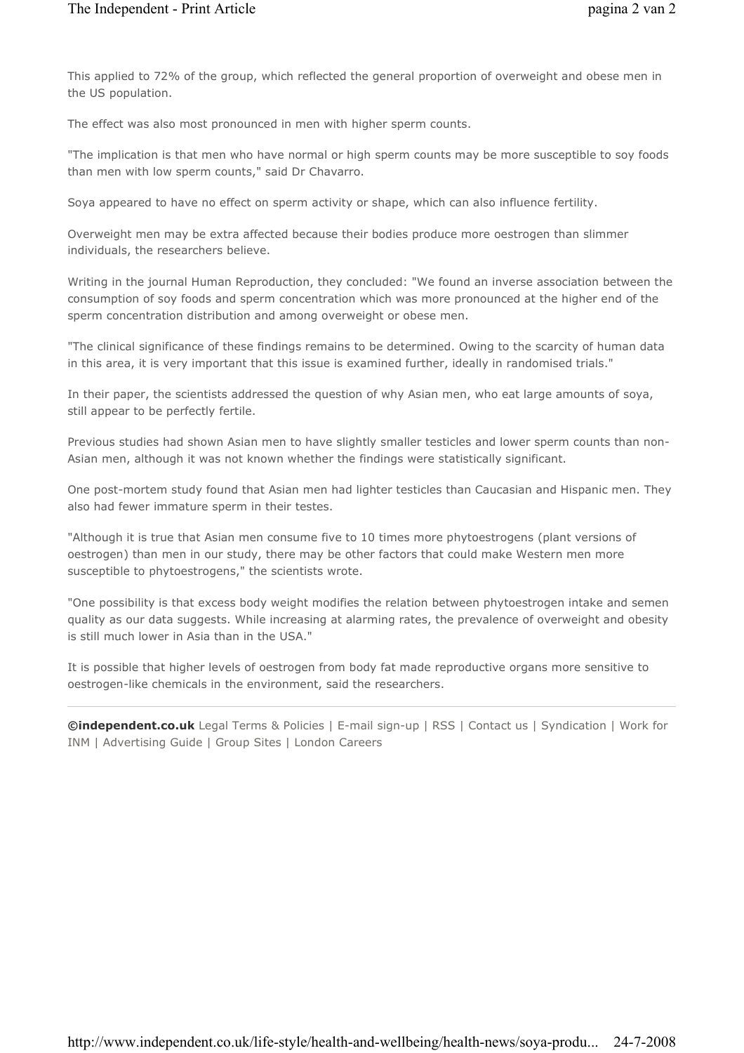This applied to 72% of the group, which reflected the general proportion of overweight and obese men in the US population.

The effect was also most pronounced in men with higher sperm counts.

"The implication is that men who have normal or high sperm counts may be more susceptible to soy foods than men with low sperm counts," said Dr Chavarro.

Soya appeared to have no effect on sperm activity or shape, which can also influence fertility.

Overweight men may be extra affected because their bodies produce more oestrogen than slimmer individuals, the researchers believe.

Writing in the journal Human Reproduction, they concluded: "We found an inverse association between the consumption of soy foods and sperm concentration which was more pronounced at the higher end of the sperm concentration distribution and among overweight or obese men.

"The clinical significance of these findings remains to be determined. Owing to the scarcity of human data in this area, it is very important that this issue is examined further, ideally in randomised trials."

In their paper, the scientists addressed the question of why Asian men, who eat large amounts of soya, still appear to be perfectly fertile.

Previous studies had shown Asian men to have slightly smaller testicles and lower sperm counts than non-Asian men, although it was not known whether the findings were statistically significant.

One post-mortem study found that Asian men had lighter testicles than Caucasian and Hispanic men. They also had fewer immature sperm in their testes.

"Although it is true that Asian men consume five to 10 times more phytoestrogens (plant versions of oestrogen) than men in our study, there may be other factors that could make Western men more susceptible to phytoestrogens," the scientists wrote.

"One possibility is that excess body weight modifies the relation between phytoestrogen intake and semen quality as our data suggests. While increasing at alarming rates, the prevalence of overweight and obesity is still much lower in Asia than in the USA."

It is possible that higher levels of oestrogen from body fat made reproductive organs more sensitive to oestrogen-like chemicals in the environment, said the researchers.

---

**©independent.co.uk** Legal Terms & Policies | E-mail sign-up | RSS | Contact us | Syndication | Work for INM | Advertising Guide | Group Sites | London Careers